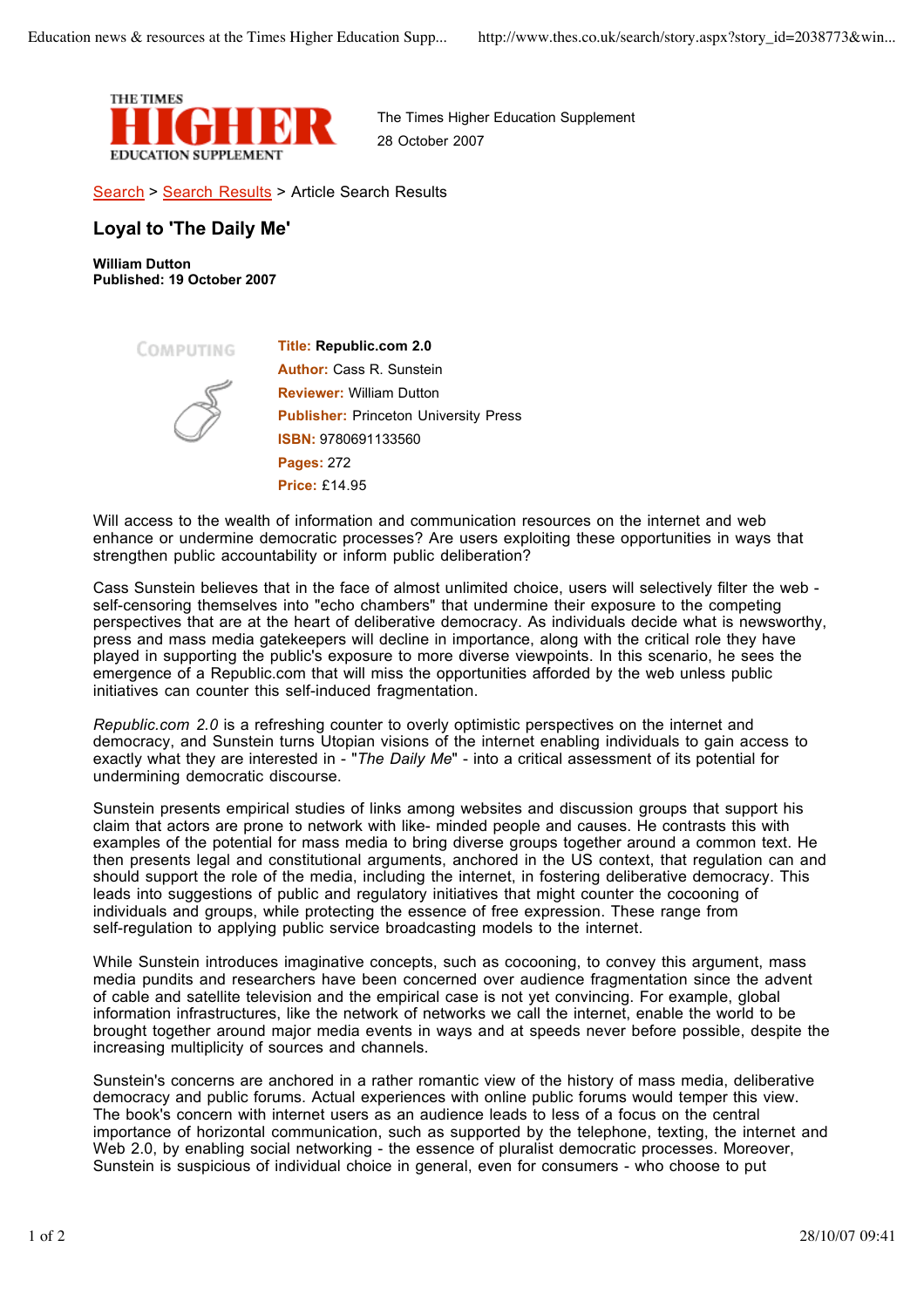The Times Higher Education Supplement
28 October 2007

Search > Search Results > Article Search Results

# Loyal to 'The Daily Me'

**William Dutton**
**Published: 19 October 2007**

COMPUTING

**Title:** **Republic.com 2.0**
**Author:** Cass R. Sunstein
**Reviewer:** William Dutton
**Publisher:** Princeton University Press
**ISBN:** 9780691133560
**Pages:** 272
**Price:** £14.95

Will access to the wealth of information and communication resources on the internet and web enhance or undermine democratic processes? Are users exploiting these opportunities in ways that strengthen public accountability or inform public deliberation?

Cass Sunstein believes that in the face of almost unlimited choice, users will selectively filter the web - self-censoring themselves into "echo chambers" that undermine their exposure to the competing perspectives that are at the heart of deliberative democracy. As individuals decide what is newsworthy, press and mass media gatekeepers will decline in importance, along with the critical role they have played in supporting the public's exposure to more diverse viewpoints. In this scenario, he sees the emergence of a Republic.com that will miss the opportunities afforded by the web unless public initiatives can counter this self-induced fragmentation.

*Republic.com 2.0* is a refreshing counter to overly optimistic perspectives on the internet and democracy, and Sunstein turns Utopian visions of the internet enabling individuals to gain access to exactly what they are interested in - "*The Daily Me*" - into a critical assessment of its potential for undermining democratic discourse.

Sunstein presents empirical studies of links among websites and discussion groups that support his claim that actors are prone to network with like- minded people and causes. He contrasts this with examples of the potential for mass media to bring diverse groups together around a common text. He then presents legal and constitutional arguments, anchored in the US context, that regulation can and should support the role of the media, including the internet, in fostering deliberative democracy. This leads into suggestions of public and regulatory initiatives that might counter the cocooning of individuals and groups, while protecting the essence of free expression. These range from self-regulation to applying public service broadcasting models to the internet.

While Sunstein introduces imaginative concepts, such as cocooning, to convey this argument, mass media pundits and researchers have been concerned over audience fragmentation since the advent of cable and satellite television and the empirical case is not yet convincing. For example, global information infrastructures, like the network of networks we call the internet, enable the world to be brought together around major media events in ways and at speeds never before possible, despite the increasing multiplicity of sources and channels.

Sunstein's concerns are anchored in a rather romantic view of the history of mass media, deliberative democracy and public forums. Actual experiences with online public forums would temper this view. The book's concern with internet users as an audience leads to less of a focus on the central importance of horizontal communication, such as supported by the telephone, texting, the internet and Web 2.0, by enabling social networking - the essence of pluralist democratic processes. Moreover, Sunstein is suspicious of individual choice in general, even for consumers - who choose to put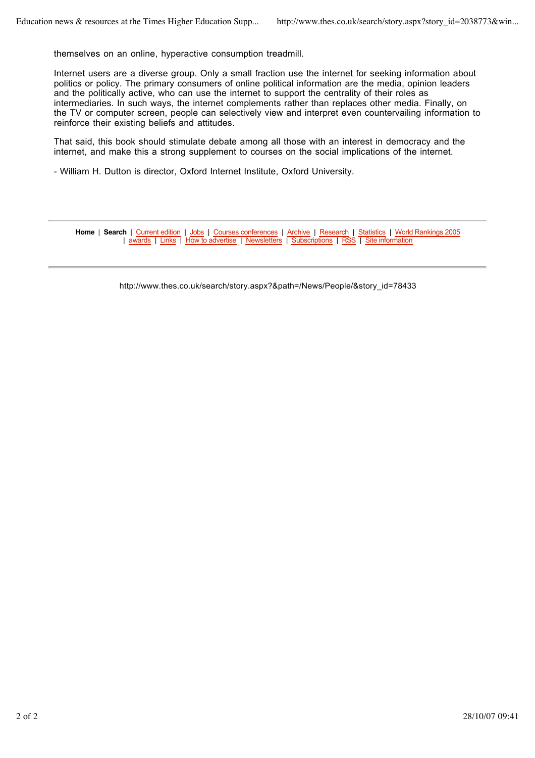themselves on an online, hyperactive consumption treadmill.

Internet users are a diverse group. Only a small fraction use the internet for seeking information about politics or policy. The primary consumers of online political information are the media, opinion leaders and the politically active, who can use the internet to support the centrality of their roles as intermediaries. In such ways, the internet complements rather than replaces other media. Finally, on the TV or computer screen, people can selectively view and interpret even countervailing information to reinforce their existing beliefs and attitudes.

That said, this book should stimulate debate among all those with an interest in democracy and the internet, and make this a strong supplement to courses on the social implications of the internet.

- William H. Dutton is director, Oxford Internet Institute, Oxford University.

---

**Home** | **Search** | Current edition | Jobs | Courses conferences | Archive | Research | Statistics | World Rankings 2005 | awards | Links | How to advertise | Newsletters | Subscriptions | RSS | Site information

---

http://www.thes.co.uk/search/story.aspx?&path=/News/People/&story_id=78433